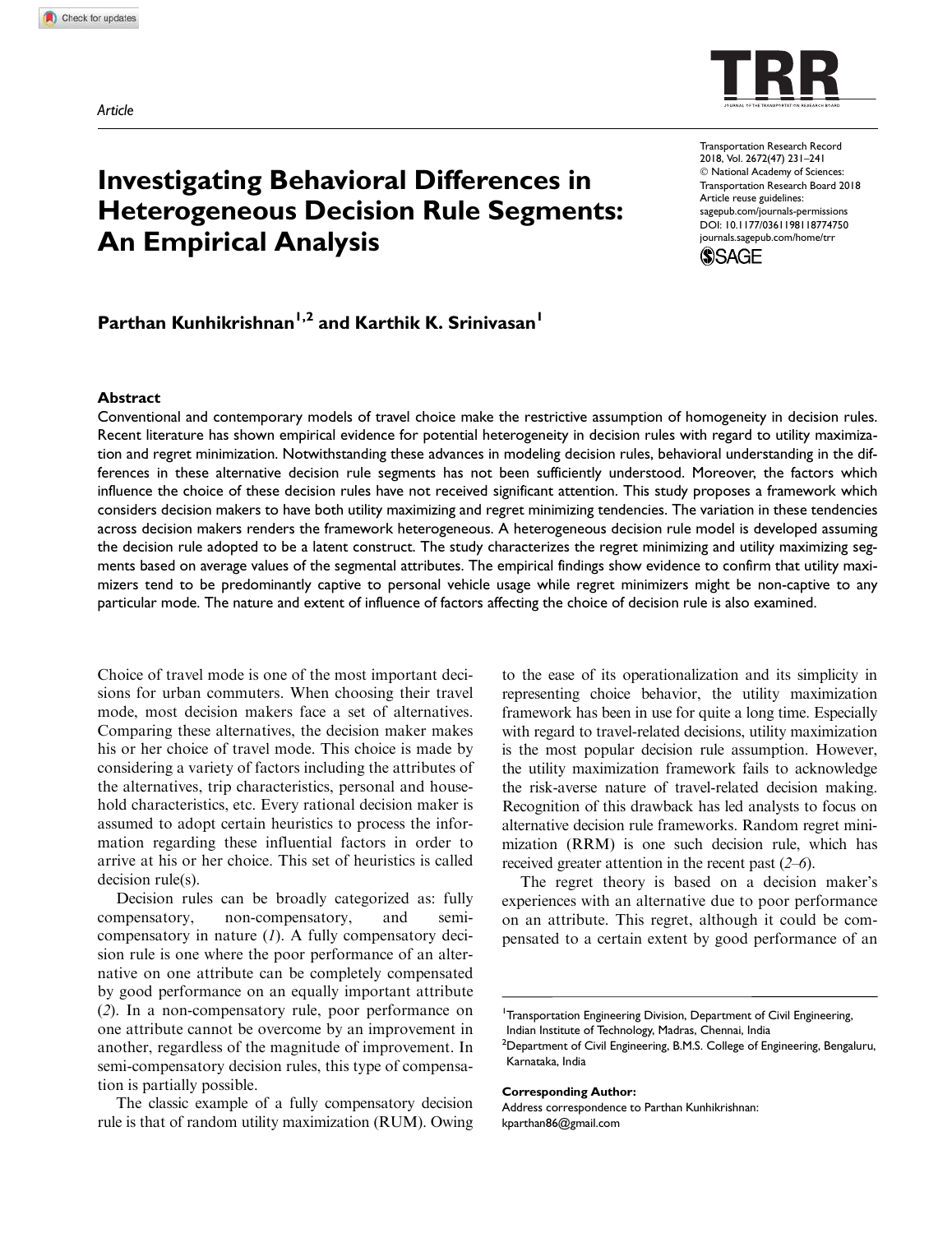Article

# Investigating Behavioral Differences in Heterogeneous Decision Rule Segments: An Empirical Analysis

**Parthan Kunhikrishnan[1,2] and Karthik K. Srinivasan[1]**

## Abstract

Conventional and contemporary models of travel choice make the restrictive assumption of homogeneity in decision rules. Recent literature has shown empirical evidence for potential heterogeneity in decision rules with regard to utility maximization and regret minimization. Notwithstanding these advances in modeling decision rules, behavioral understanding in the differences in these alternative decision rule segments has not been sufficiently understood. Moreover, the factors which influence the choice of these decision rules have not received significant attention. This study proposes a framework which considers decision makers to have both utility maximizing and regret minimizing tendencies. The variation in these tendencies across decision makers renders the framework heterogeneous. A heterogeneous decision rule model is developed assuming the decision rule adopted to be a latent construct. The study characterizes the regret minimizing and utility maximizing segments based on average values of the segmental attributes. The empirical findings show evidence to confirm that utility maximizers tend to be predominantly captive to personal vehicle usage while regret minimizers might be non-captive to any particular mode. The nature and extent of influence of factors affecting the choice of decision rule is also examined.

Choice of travel mode is one of the most important decisions for urban commuters. When choosing their travel mode, most decision makers face a set of alternatives. Comparing these alternatives, the decision maker makes his or her choice of travel mode. This choice is made by considering a variety of factors including the attributes of the alternatives, trip characteristics, personal and household characteristics, etc. Every rational decision maker is assumed to adopt certain heuristics to process the information regarding these influential factors in order to arrive at his or her choice. This set of heuristics is called decision rule(s).

Decision rules can be broadly categorized as: fully compensatory, non-compensatory, and semi-compensatory in nature (*1*). A fully compensatory decision rule is one where the poor performance of an alternative on one attribute can be completely compensated by good performance on an equally important attribute (*2*). In a non-compensatory rule, poor performance on one attribute cannot be overcome by an improvement in another, regardless of the magnitude of improvement. In semi-compensatory decision rules, this type of compensation is partially possible.

The classic example of a fully compensatory decision rule is that of random utility maximization (RUM). Owing to the ease of its operationalization and its simplicity in representing choice behavior, the utility maximization framework has been in use for quite a long time. Especially with regard to travel-related decisions, utility maximization is the most popular decision rule assumption. However, the utility maximization framework fails to acknowledge the risk-averse nature of travel-related decision making. Recognition of this drawback has led analysts to focus on alternative decision rule frameworks. Random regret minimization (RRM) is one such decision rule, which has received greater attention in the recent past (*2–6*).

The regret theory is based on a decision maker's experiences with an alternative due to poor performance on an attribute. This regret, although it could be compensated to a certain extent by good performance of an

[1]Transportation Engineering Division, Department of Civil Engineering, Indian Institute of Technology, Madras, Chennai, India
[2]Department of Civil Engineering, B.M.S. College of Engineering, Bengaluru, Karnataka, India

**Corresponding Author:**
Address correspondence to Parthan Kunhikrishnan: kparthan86@gmail.com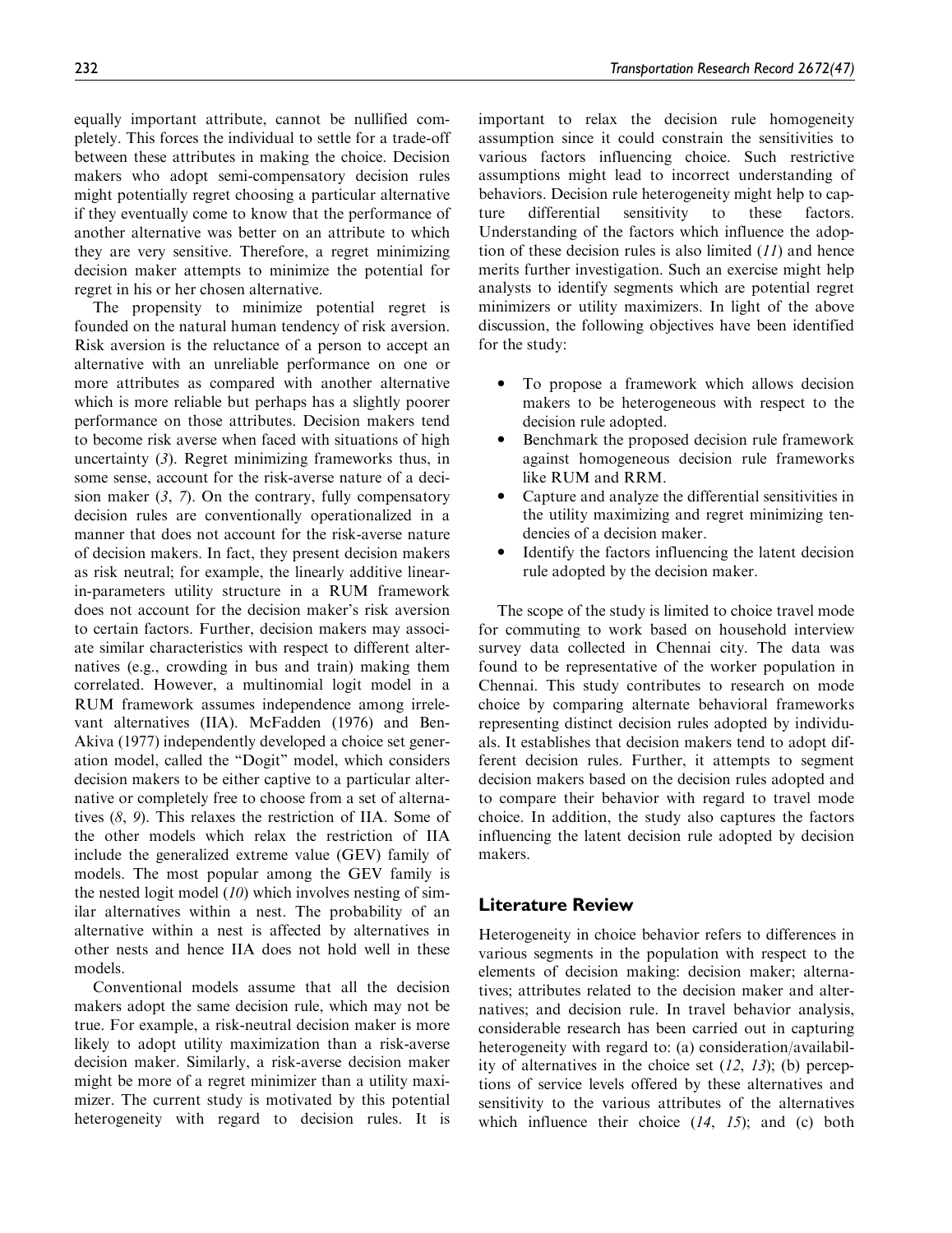equally important attribute, cannot be nullified completely. This forces the individual to settle for a trade-off between these attributes in making the choice. Decision makers who adopt semi-compensatory decision rules might potentially regret choosing a particular alternative if they eventually come to know that the performance of another alternative was better on an attribute to which they are very sensitive. Therefore, a regret minimizing decision maker attempts to minimize the potential for regret in his or her chosen alternative.

The propensity to minimize potential regret is founded on the natural human tendency of risk aversion. Risk aversion is the reluctance of a person to accept an alternative with an unreliable performance on one or more attributes as compared with another alternative which is more reliable but perhaps has a slightly poorer performance on those attributes. Decision makers tend to become risk averse when faced with situations of high uncertainty (*3*). Regret minimizing frameworks thus, in some sense, account for the risk-averse nature of a decision maker (*3*, *7*). On the contrary, fully compensatory decision rules are conventionally operationalized in a manner that does not account for the risk-averse nature of decision makers. In fact, they present decision makers as risk neutral; for example, the linearly additive linear-in-parameters utility structure in a RUM framework does not account for the decision maker's risk aversion to certain factors. Further, decision makers may associate similar characteristics with respect to different alternatives (e.g., crowding in bus and train) making them correlated. However, a multinomial logit model in a RUM framework assumes independence among irrelevant alternatives (IIA). McFadden (1976) and Ben-Akiva (1977) independently developed a choice set generation model, called the "Dogit" model, which considers decision makers to be either captive to a particular alternative or completely free to choose from a set of alternatives (*8*, *9*). This relaxes the restriction of IIA. Some of the other models which relax the restriction of IIA include the generalized extreme value (GEV) family of models. The most popular among the GEV family is the nested logit model (*10*) which involves nesting of similar alternatives within a nest. The probability of an alternative within a nest is affected by alternatives in other nests and hence IIA does not hold well in these models.

Conventional models assume that all the decision makers adopt the same decision rule, which may not be true. For example, a risk-neutral decision maker is more likely to adopt utility maximization than a risk-averse decision maker. Similarly, a risk-averse decision maker might be more of a regret minimizer than a utility maximizer. The current study is motivated by this potential heterogeneity with regard to decision rules. It is important to relax the decision rule homogeneity assumption since it could constrain the sensitivities to various factors influencing choice. Such restrictive assumptions might lead to incorrect understanding of behaviors. Decision rule heterogeneity might help to capture differential sensitivity to these factors. Understanding of the factors which influence the adoption of these decision rules is also limited (*11*) and hence merits further investigation. Such an exercise might help analysts to identify segments which are potential regret minimizers or utility maximizers. In light of the above discussion, the following objectives have been identified for the study:

- To propose a framework which allows decision makers to be heterogeneous with respect to the decision rule adopted.
- Benchmark the proposed decision rule framework against homogeneous decision rule frameworks like RUM and RRM.
- Capture and analyze the differential sensitivities in the utility maximizing and regret minimizing tendencies of a decision maker.
- Identify the factors influencing the latent decision rule adopted by the decision maker.

The scope of the study is limited to choice travel mode for commuting to work based on household interview survey data collected in Chennai city. The data was found to be representative of the worker population in Chennai. This study contributes to research on mode choice by comparing alternate behavioral frameworks representing distinct decision rules adopted by individuals. It establishes that decision makers tend to adopt different decision rules. Further, it attempts to segment decision makers based on the decision rules adopted and to compare their behavior with regard to travel mode choice. In addition, the study also captures the factors influencing the latent decision rule adopted by decision makers.

## Literature Review

Heterogeneity in choice behavior refers to differences in various segments in the population with respect to the elements of decision making: decision maker; alternatives; attributes related to the decision maker and alternatives; and decision rule. In travel behavior analysis, considerable research has been carried out in capturing heterogeneity with regard to: (a) consideration/availability of alternatives in the choice set (*12*, *13*); (b) perceptions of service levels offered by these alternatives and sensitivity to the various attributes of the alternatives which influence their choice (*14*, *15*); and (c) both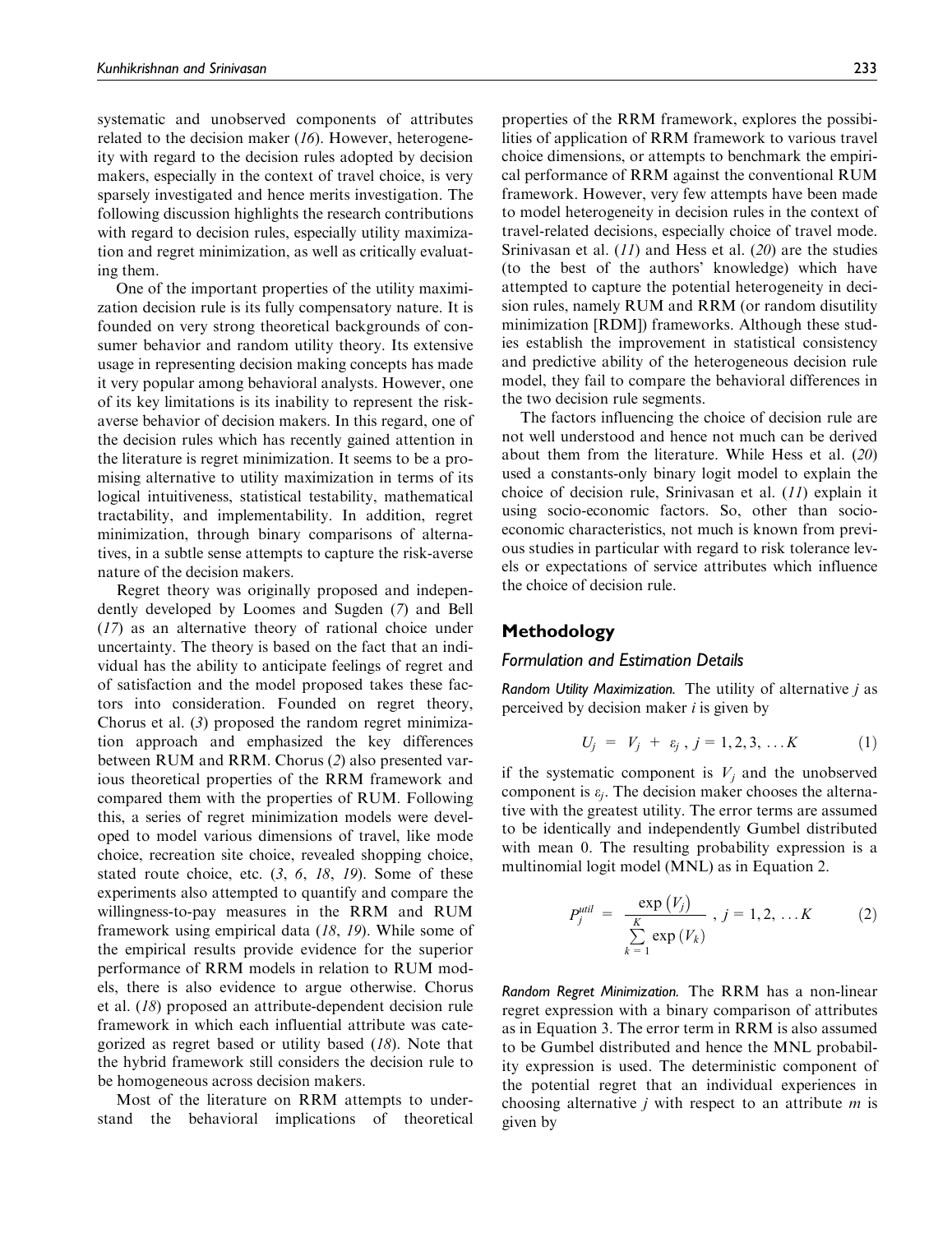systematic and unobserved components of attributes related to the decision maker (16). However, heterogeneity with regard to the decision rules adopted by decision makers, especially in the context of travel choice, is very sparsely investigated and hence merits investigation. The following discussion highlights the research contributions with regard to decision rules, especially utility maximization and regret minimization, as well as critically evaluating them.

One of the important properties of the utility maximization decision rule is its fully compensatory nature. It is founded on very strong theoretical backgrounds of consumer behavior and random utility theory. Its extensive usage in representing decision making concepts has made it very popular among behavioral analysts. However, one of its key limitations is its inability to represent the risk-averse behavior of decision makers. In this regard, one of the decision rules which has recently gained attention in the literature is regret minimization. It seems to be a promising alternative to utility maximization in terms of its logical intuitiveness, statistical testability, mathematical tractability, and implementability. In addition, regret minimization, through binary comparisons of alternatives, in a subtle sense attempts to capture the risk-averse nature of the decision makers.

Regret theory was originally proposed and independently developed by Loomes and Sugden (7) and Bell (17) as an alternative theory of rational choice under uncertainty. The theory is based on the fact that an individual has the ability to anticipate feelings of regret and of satisfaction and the model proposed takes these factors into consideration. Founded on regret theory, Chorus et al. (3) proposed the random regret minimization approach and emphasized the key differences between RUM and RRM. Chorus (2) also presented various theoretical properties of the RRM framework and compared them with the properties of RUM. Following this, a series of regret minimization models were developed to model various dimensions of travel, like mode choice, recreation site choice, revealed shopping choice, stated route choice, etc. (3, 6, 18, 19). Some of these experiments also attempted to quantify and compare the willingness-to-pay measures in the RRM and RUM framework using empirical data (18, 19). While some of the empirical results provide evidence for the superior performance of RRM models in relation to RUM models, there is also evidence to argue otherwise. Chorus et al. (18) proposed an attribute-dependent decision rule framework in which each influential attribute was categorized as regret based or utility based (18). Note that the hybrid framework still considers the decision rule to be homogeneous across decision makers.

Most of the literature on RRM attempts to understand the behavioral implications of theoretical properties of the RRM framework, explores the possibilities of application of RRM framework to various travel choice dimensions, or attempts to benchmark the empirical performance of RRM against the conventional RUM framework. However, very few attempts have been made to model heterogeneity in decision rules in the context of travel-related decisions, especially choice of travel mode. Srinivasan et al. (11) and Hess et al. (20) are the studies (to the best of the authors' knowledge) which have attempted to capture the potential heterogeneity in decision rules, namely RUM and RRM (or random disutility minimization [RDM]) frameworks. Although these studies establish the improvement in statistical consistency and predictive ability of the heterogeneous decision rule model, they fail to compare the behavioral differences in the two decision rule segments.

The factors influencing the choice of decision rule are not well understood and hence not much can be derived about them from the literature. While Hess et al. (20) used a constants-only binary logit model to explain the choice of decision rule, Srinivasan et al. (11) explain it using socio-economic factors. So, other than socio-economic characteristics, not much is known from previous studies in particular with regard to risk tolerance levels or expectations of service attributes which influence the choice of decision rule.

## Methodology

### Formulation and Estimation Details

*Random Utility Maximization.* The utility of alternative $j$ as perceived by decision maker $i$ is given by

$$U_j = V_j + \varepsilon_j , \; j = 1, 2, 3, \ldots K \tag{1}$$

if the systematic component is $V_j$ and the unobserved component is $\varepsilon_j$. The decision maker chooses the alternative with the greatest utility. The error terms are assumed to be identically and independently Gumbel distributed with mean 0. The resulting probability expression is a multinomial logit model (MNL) as in Equation 2.

$$P_j^{util} = \frac{\exp\left(V_j\right)}{\sum_{k=1}^{K} \exp\left(V_k\right)} , \; j = 1, 2, \ldots K \tag{2}$$

*Random Regret Minimization.* The RRM has a non-linear regret expression with a binary comparison of attributes as in Equation 3. The error term in RRM is also assumed to be Gumbel distributed and hence the MNL probability expression is used. The deterministic component of the potential regret that an individual experiences in choosing alternative $j$ with respect to an attribute $m$ is given by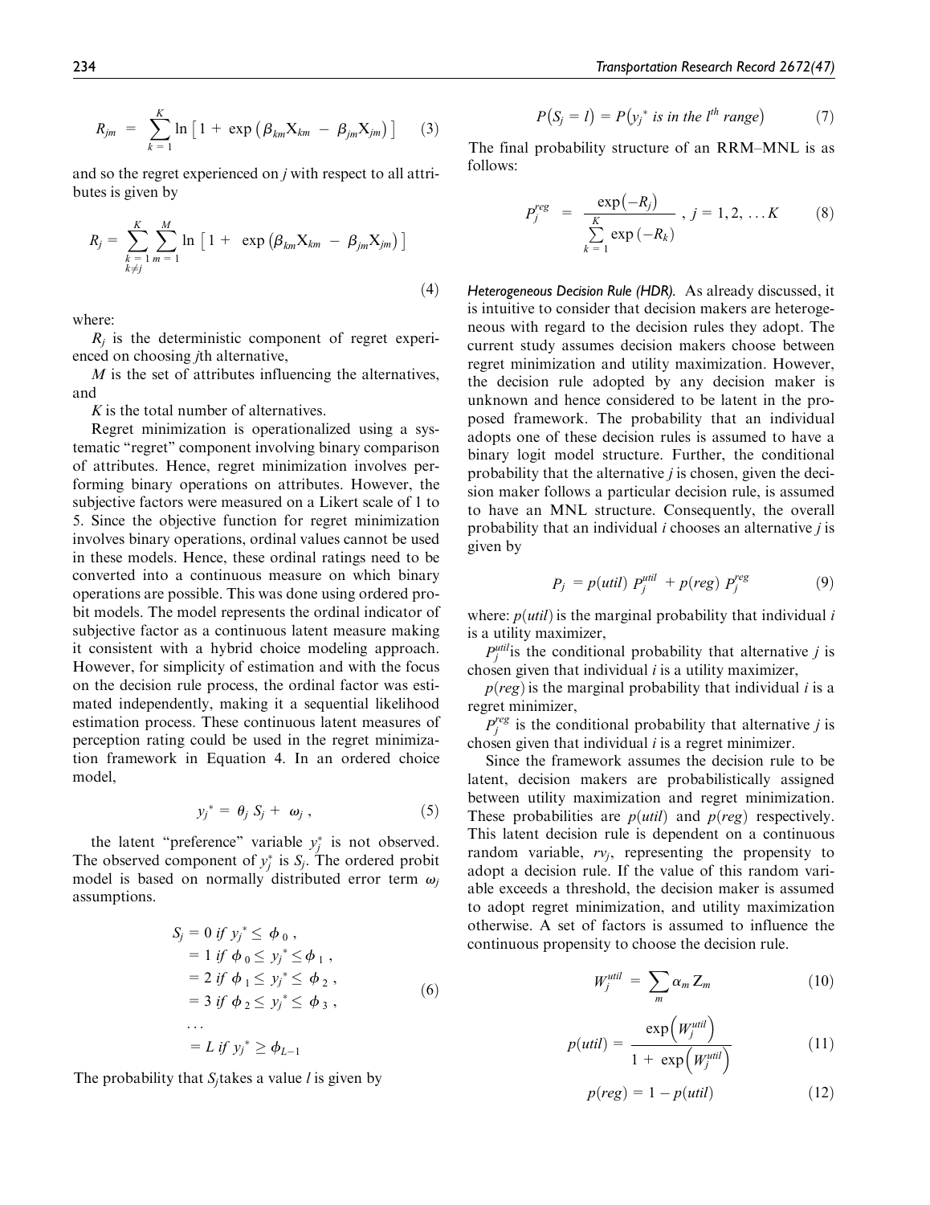$$R_{jm} = \sum_{k=1}^{K} \ln\left[1 + \exp\left(\beta_{km}X_{km} - \beta_{jm}X_{jm}\right)\right] \quad (3)$$

and so the regret experienced on $j$ with respect to all attributes is given by

$$R_j = \sum_{\substack{k=1 \\ k \neq j}}^{K} \sum_{m=1}^{M} \ln\left[1 + \exp\left(\beta_{km}X_{km} - \beta_{jm}X_{jm}\right)\right] \quad (4)$$

where:

$R_j$ is the deterministic component of regret experienced on choosing $j$th alternative,

$M$ is the set of attributes influencing the alternatives, and

$K$ is the total number of alternatives.

Regret minimization is operationalized using a systematic "regret" component involving binary comparison of attributes. Hence, regret minimization involves performing binary operations on attributes. However, the subjective factors were measured on a Likert scale of 1 to 5. Since the objective function for regret minimization involves binary operations, ordinal values cannot be used in these models. Hence, these ordinal ratings need to be converted into a continuous measure on which binary operations are possible. This was done using ordered probit models. The model represents the ordinal indicator of subjective factor as a continuous latent measure making it consistent with a hybrid choice modeling approach. However, for simplicity of estimation and with the focus on the decision rule process, the ordinal factor was estimated independently, making it a sequential likelihood estimation process. These continuous latent measures of perception rating could be used in the regret minimization framework in Equation 4. In an ordered choice model,

$$y_j^* = \theta_j S_j + \omega_j, \quad (5)$$

the latent "preference" variable $y_j^*$ is not observed. The observed component of $y_j^*$ is $S_j$. The ordered probit model is based on normally distributed error term $\omega_j$ assumptions.

$$\begin{aligned} S_j &= 0 \text{ if } y_j^* \leq \phi_0, \\ &= 1 \text{ if } \phi_0 \leq y_j^* \leq \phi_1, \\ &= 2 \text{ if } \phi_1 \leq y_j^* \leq \phi_2, \\ &= 3 \text{ if } \phi_2 \leq y_j^* \leq \phi_3, \\ &\dots \\ &= L \text{ if } y_j^* \geq \phi_{L-1} \end{aligned} \quad (6)$$

The probability that $S_j$ takes a value $l$ is given by

$$P(S_j = l) = P(y_j^* \text{ is in the } l^{th} \text{ range}) \quad (7)$$

The final probability structure of an RRM–MNL is as follows:

$$P_j^{reg} = \frac{\exp(-R_j)}{\sum_{k=1}^{K} \exp(-R_k)}, \; j = 1, 2, \dots K \quad (8)$$

*Heterogeneous Decision Rule (HDR).* As already discussed, it is intuitive to consider that decision makers are heterogeneous with regard to the decision rules they adopt. The current study assumes decision makers choose between regret minimization and utility maximization. However, the decision rule adopted by any decision maker is unknown and hence considered to be latent in the proposed framework. The probability that an individual adopts one of these decision rules is assumed to have a binary logit model structure. Further, the conditional probability that the alternative $j$ is chosen, given the decision maker follows a particular decision rule, is assumed to have an MNL structure. Consequently, the overall probability that an individual $i$ chooses an alternative $j$ is given by

$$P_j = p(util)\, P_j^{util} + p(reg)\, P_j^{reg} \quad (9)$$

where: $p(util)$ is the marginal probability that individual $i$ is a utility maximizer,

$P_j^{util}$ is the conditional probability that alternative $j$ is chosen given that individual $i$ is a utility maximizer,

$p(reg)$ is the marginal probability that individual $i$ is a regret minimizer,

$P_j^{reg}$ is the conditional probability that alternative $j$ is chosen given that individual $i$ is a regret minimizer.

Since the framework assumes the decision rule to be latent, decision makers are probabilistically assigned between utility maximization and regret minimization. These probabilities are $p(util)$ and $p(reg)$ respectively. This latent decision rule is dependent on a continuous random variable, $rv_j$, representing the propensity to adopt a decision rule. If the value of this random variable exceeds a threshold, the decision maker is assumed to adopt regret minimization, and utility maximization otherwise. A set of factors is assumed to influence the continuous propensity to choose the decision rule.

$$W_j^{util} = \sum_m \alpha_m Z_m \quad (10)$$

$$p(util) = \frac{\exp\left(W_j^{util}\right)}{1 + \exp\left(W_j^{util}\right)} \quad (11)$$

$$p(reg) = 1 - p(util) \quad (12)$$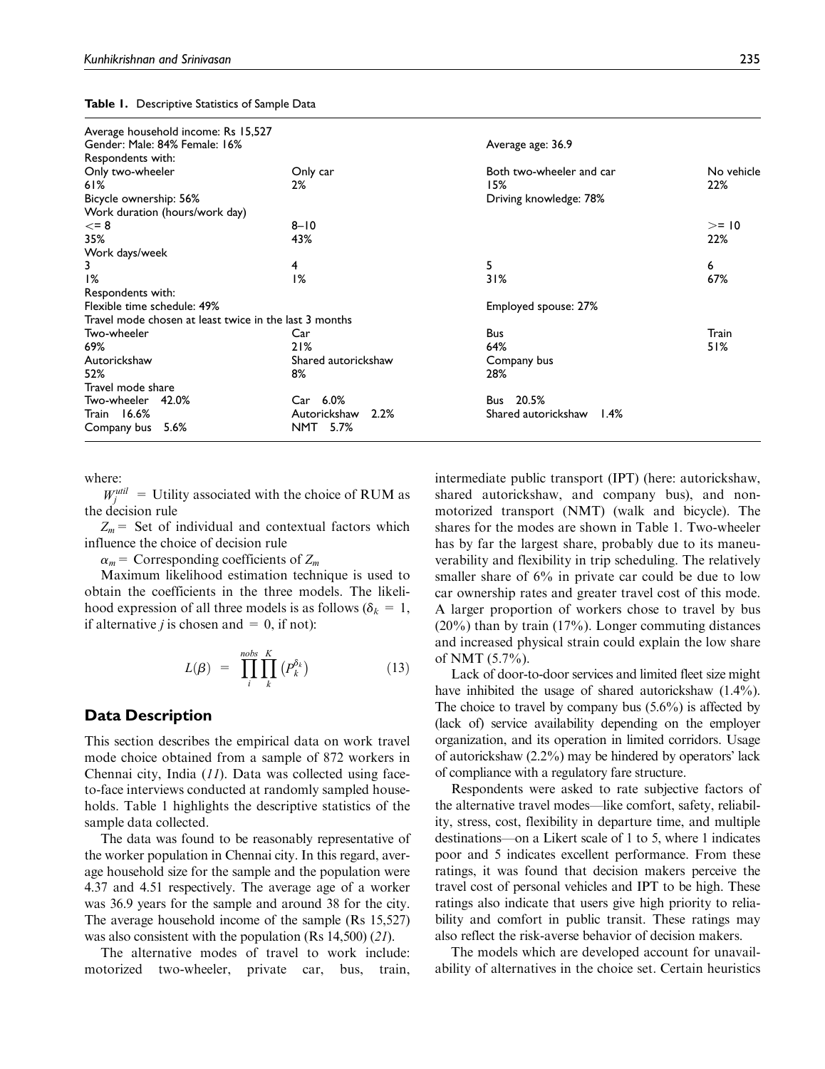**Table 1.** Descriptive Statistics of Sample Data

| | | | |
|---|---|---|---|
| Average household income: Rs 15,527 | | | |
| Gender: Male: 84% Female: 16% | | Average age: 36.9 | |
| Respondents with: | | | |
| Only two-wheeler | Only car | Both two-wheeler and car | No vehicle |
| 61% | 2% | 15% | 22% |
| Bicycle ownership: 56% | | Driving knowledge: 78% | |
| Work duration (hours/work day) | | | |
| <= 8 | 8–10 | | >= 10 |
| 35% | 43% | | 22% |
| Work days/week | | | |
| 3 | 4 | 5 | 6 |
| 1% | 1% | 31% | 67% |
| Respondents with: | | | |
| Flexible time schedule: 49% | | Employed spouse: 27% | |
| Travel mode chosen at least twice in the last 3 months | | | |
| Two-wheeler | Car | Bus | Train |
| 69% | 21% | 64% | 51% |
| Autorickshaw | Shared autorickshaw | Company bus | |
| 52% | 8% | 28% | |
| Travel mode share | | | |
| Two-wheeler 42.0% | Car 6.0% | Bus 20.5% | |
| Train 16.6% | Autorickshaw 2.2% | Shared autorickshaw 1.4% | |
| Company bus 5.6% | NMT 5.7% | | |

where:

$W_j^{util}$ = Utility associated with the choice of RUM as the decision rule

$Z_m$ = Set of individual and contextual factors which influence the choice of decision rule

$\alpha_m$ = Corresponding coefficients of $Z_m$

Maximum likelihood estimation technique is used to obtain the coefficients in the three models. The likelihood expression of all three models is as follows ($\delta_k = 1$, if alternative $j$ is chosen and $= 0$, if not):

$$L(\beta) = \prod_{i}^{nobs} \prod_{k}^{K} \left(P_k^{\delta_k}\right) \tag{13}$$

## Data Description

This section describes the empirical data on work travel mode choice obtained from a sample of 872 workers in Chennai city, India (*11*). Data was collected using face-to-face interviews conducted at randomly sampled households. Table 1 highlights the descriptive statistics of the sample data collected.

The data was found to be reasonably representative of the worker population in Chennai city. In this regard, average household size for the sample and the population were 4.37 and 4.51 respectively. The average age of a worker was 36.9 years for the sample and around 38 for the city. The average household income of the sample (Rs 15,527) was also consistent with the population (Rs 14,500) (*21*).

The alternative modes of travel to work include: motorized two-wheeler, private car, bus, train, intermediate public transport (IPT) (here: autorickshaw, shared autorickshaw, and company bus), and non-motorized transport (NMT) (walk and bicycle). The shares for the modes are shown in Table 1. Two-wheeler has by far the largest share, probably due to its maneuverability and flexibility in trip scheduling. The relatively smaller share of 6% in private car could be due to low car ownership rates and greater travel cost of this mode. A larger proportion of workers chose to travel by bus (20%) than by train (17%). Longer commuting distances and increased physical strain could explain the low share of NMT (5.7%).

Lack of door-to-door services and limited fleet size might have inhibited the usage of shared autorickshaw (1.4%). The choice to travel by company bus (5.6%) is affected by (lack of) service availability depending on the employer organization, and its operation in limited corridors. Usage of autorickshaw (2.2%) may be hindered by operators' lack of compliance with a regulatory fare structure.

Respondents were asked to rate subjective factors of the alternative travel modes—like comfort, safety, reliability, stress, cost, flexibility in departure time, and multiple destinations—on a Likert scale of 1 to 5, where 1 indicates poor and 5 indicates excellent performance. From these ratings, it was found that decision makers perceive the travel cost of personal vehicles and IPT to be high. These ratings also indicate that users give high priority to reliability and comfort in public transit. These ratings may also reflect the risk-averse behavior of decision makers.

The models which are developed account for unavailability of alternatives in the choice set. Certain heuristics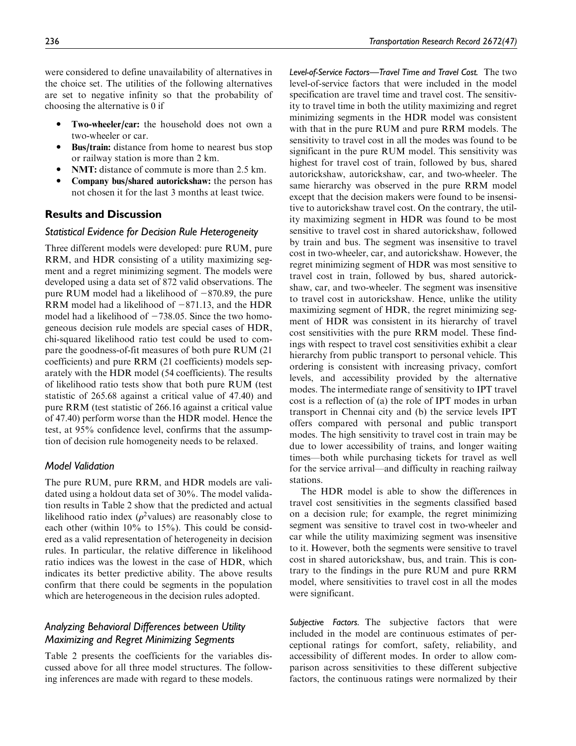were considered to define unavailability of alternatives in the choice set. The utilities of the following alternatives are set to negative infinity so that the probability of choosing the alternative is 0 if

- **Two-wheeler/car:** the household does not own a two-wheeler or car.
- **Bus/train:** distance from home to nearest bus stop or railway station is more than 2 km.
- **NMT:** distance of commute is more than 2.5 km.
- **Company bus/shared autorickshaw:** the person has not chosen it for the last 3 months at least twice.

## Results and Discussion

### Statistical Evidence for Decision Rule Heterogeneity

Three different models were developed: pure RUM, pure RRM, and HDR consisting of a utility maximizing segment and a regret minimizing segment. The models were developed using a data set of 872 valid observations. The pure RUM model had a likelihood of −870.89, the pure RRM model had a likelihood of −871.13, and the HDR model had a likelihood of −738.05. Since the two homogeneous decision rule models are special cases of HDR, chi-squared likelihood ratio test could be used to compare the goodness-of-fit measures of both pure RUM (21 coefficients) and pure RRM (21 coefficients) models separately with the HDR model (54 coefficients). The results of likelihood ratio tests show that both pure RUM (test statistic of 265.68 against a critical value of 47.40) and pure RRM (test statistic of 266.16 against a critical value of 47.40) perform worse than the HDR model. Hence the test, at 95% confidence level, confirms that the assumption of decision rule homogeneity needs to be relaxed.

### Model Validation

The pure RUM, pure RRM, and HDR models are validated using a holdout data set of 30%. The model validation results in Table 2 show that the predicted and actual likelihood ratio index ($\rho^2$values) are reasonably close to each other (within 10% to 15%). This could be considered as a valid representation of heterogeneity in decision rules. In particular, the relative difference in likelihood ratio indices was the lowest in the case of HDR, which indicates its better predictive ability. The above results confirm that there could be segments in the population which are heterogeneous in the decision rules adopted.

### Analyzing Behavioral Differences between Utility Maximizing and Regret Minimizing Segments

Table 2 presents the coefficients for the variables discussed above for all three model structures. The following inferences are made with regard to these models.

*Level-of-Service Factors—Travel Time and Travel Cost.* The two level-of-service factors that were included in the model specification are travel time and travel cost. The sensitivity to travel time in both the utility maximizing and regret minimizing segments in the HDR model was consistent with that in the pure RUM and pure RRM models. The sensitivity to travel cost in all the modes was found to be significant in the pure RUM model. This sensitivity was highest for travel cost of train, followed by bus, shared autorickshaw, autorickshaw, car, and two-wheeler. The same hierarchy was observed in the pure RRM model except that the decision makers were found to be insensitive to autorickshaw travel cost. On the contrary, the utility maximizing segment in HDR was found to be most sensitive to travel cost in shared autorickshaw, followed by train and bus. The segment was insensitive to travel cost in two-wheeler, car, and autorickshaw. However, the regret minimizing segment of HDR was most sensitive to travel cost in train, followed by bus, shared autorickshaw, car, and two-wheeler. The segment was insensitive to travel cost in autorickshaw. Hence, unlike the utility maximizing segment of HDR, the regret minimizing segment of HDR was consistent in its hierarchy of travel cost sensitivities with the pure RRM model. These findings with respect to travel cost sensitivities exhibit a clear hierarchy from public transport to personal vehicle. This ordering is consistent with increasing privacy, comfort levels, and accessibility provided by the alternative modes. The intermediate range of sensitivity to IPT travel cost is a reflection of (a) the role of IPT modes in urban transport in Chennai city and (b) the service levels IPT offers compared with personal and public transport modes. The high sensitivity to travel cost in train may be due to lower accessibility of trains, and longer waiting times—both while purchasing tickets for travel as well for the service arrival—and difficulty in reaching railway stations.

The HDR model is able to show the differences in travel cost sensitivities in the segments classified based on a decision rule; for example, the regret minimizing segment was sensitive to travel cost in two-wheeler and car while the utility maximizing segment was insensitive to it. However, both the segments were sensitive to travel cost in shared autorickshaw, bus, and train. This is contrary to the findings in the pure RUM and pure RRM model, where sensitivities to travel cost in all the modes were significant.

*Subjective Factors.* The subjective factors that were included in the model are continuous estimates of perceptional ratings for comfort, safety, reliability, and accessibility of different modes. In order to allow comparison across sensitivities to these different subjective factors, the continuous ratings were normalized by their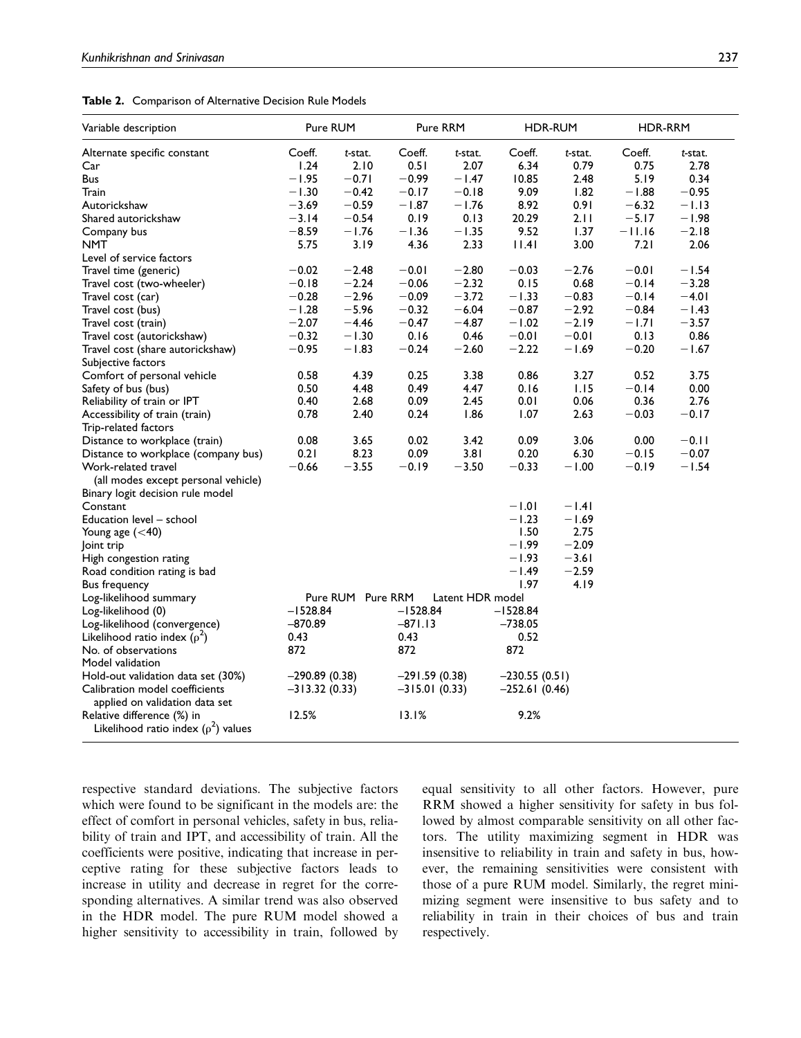**Table 2.** Comparison of Alternative Decision Rule Models

| Variable description | Pure RUM | | Pure RRM | | HDR-RUM | | HDR-RRM | |
|---|---|---|---|---|---|---|---|---|
| Alternate specific constant | Coeff. | *t*-stat. | Coeff. | *t*-stat. | Coeff. | *t*-stat. | Coeff. | *t*-stat. |
| Car | 1.24 | 2.10 | 0.51 | 2.07 | 6.34 | 0.79 | 0.75 | 2.78 |
| Bus | −1.95 | −0.71 | −0.99 | −1.47 | 10.85 | 2.48 | 5.19 | 0.34 |
| Train | −1.30 | −0.42 | −0.17 | −0.18 | 9.09 | 1.82 | −1.88 | −0.95 |
| Autorickshaw | −3.69 | −0.59 | −1.87 | −1.76 | 8.92 | 0.91 | −6.32 | −1.13 |
| Shared autorickshaw | −3.14 | −0.54 | 0.19 | 0.13 | 20.29 | 2.11 | −5.17 | −1.98 |
| Company bus | −8.59 | −1.76 | −1.36 | −1.35 | 9.52 | 1.37 | −11.16 | −2.18 |
| NMT | 5.75 | 3.19 | 4.36 | 2.33 | 11.41 | 3.00 | 7.21 | 2.06 |
| Level of service factors | | | | | | | | |
| Travel time (generic) | −0.02 | −2.48 | −0.01 | −2.80 | −0.03 | −2.76 | −0.01 | −1.54 |
| Travel cost (two-wheeler) | −0.18 | −2.24 | −0.06 | −2.32 | 0.15 | 0.68 | −0.14 | −3.28 |
| Travel cost (car) | −0.28 | −2.96 | −0.09 | −3.72 | −1.33 | −0.83 | −0.14 | −4.01 |
| Travel cost (bus) | −1.28 | −5.96 | −0.32 | −6.04 | −0.87 | −2.92 | −0.84 | −1.43 |
| Travel cost (train) | −2.07 | −4.46 | −0.47 | −4.87 | −1.02 | −2.19 | −1.71 | −3.57 |
| Travel cost (autorickshaw) | −0.32 | −1.30 | 0.16 | 0.46 | −0.01 | −0.01 | 0.13 | 0.86 |
| Travel cost (share autorickshaw) | −0.95 | −1.83 | −0.24 | −2.60 | −2.22 | −1.69 | −0.20 | −1.67 |
| Subjective factors | | | | | | | | |
| Comfort of personal vehicle | 0.58 | 4.39 | 0.25 | 3.38 | 0.86 | 3.27 | 0.52 | 3.75 |
| Safety of bus (bus) | 0.50 | 4.48 | 0.49 | 4.47 | 0.16 | 1.15 | −0.14 | 0.00 |
| Reliability of train or IPT | 0.40 | 2.68 | 0.09 | 2.45 | 0.01 | 0.06 | 0.36 | 2.76 |
| Accessibility of train (train) | 0.78 | 2.40 | 0.24 | 1.86 | 1.07 | 2.63 | −0.03 | −0.17 |
| Trip-related factors | | | | | | | | |
| Distance to workplace (train) | 0.08 | 3.65 | 0.02 | 3.42 | 0.09 | 3.06 | 0.00 | −0.11 |
| Distance to workplace (company bus) | 0.21 | 8.23 | 0.09 | 3.81 | 0.20 | 6.30 | −0.15 | −0.07 |
| Work-related travel (all modes except personal vehicle) | −0.66 | −3.55 | −0.19 | −3.50 | −0.33 | −1.00 | −0.19 | −1.54 |
| Binary logit decision rule model | | | | | | | | |
| Constant | | | | | −1.01 | −1.41 | | |
| Education level – school | | | | | −1.23 | −1.69 | | |
| Young age (<40) | | | | | 1.50 | 2.75 | | |
| Joint trip | | | | | −1.99 | −2.09 | | |
| High congestion rating | | | | | −1.93 | −3.61 | | |
| Road condition rating is bad | | | | | −1.49 | −2.59 | | |
| Bus frequency | | | | | 1.97 | 4.19 | | |
| Log-likelihood summary | Pure RUM | | Pure RRM | | Latent HDR model | | | |
| Log-likelihood (0) | −1528.84 | | −1528.84 | | −1528.84 | | | |
| Log-likelihood (convergence) | −870.89 | | −871.13 | | −738.05 | | | |
| Likelihood ratio index ($\rho^2$) | 0.43 | | 0.43 | | 0.52 | | | |
| No. of observations | 872 | | 872 | | 872 | | | |
| Model validation | | | | | | | | |
| Hold-out validation data set (30%) | −290.89 (0.38) | | −291.59 (0.38) | | −230.55 (0.51) | | | |
| Calibration model coefficients applied on validation data set | −313.32 (0.33) | | −315.01 (0.33) | | −252.61 (0.46) | | | |
| Relative difference (%) in Likelihood ratio index ($\rho^2$) values | 12.5% | | 13.1% | | 9.2% | | | |

respective standard deviations. The subjective factors which were found to be significant in the models are: the effect of comfort in personal vehicles, safety in bus, reliability of train and IPT, and accessibility of train. All the coefficients were positive, indicating that increase in perceptive rating for these subjective factors leads to increase in utility and decrease in regret for the corresponding alternatives. A similar trend was also observed in the HDR model. The pure RUM model showed a higher sensitivity to accessibility in train, followed by equal sensitivity to all other factors. However, pure RRM showed a higher sensitivity for safety in bus followed by almost comparable sensitivity on all other factors. The utility maximizing segment in HDR was insensitive to reliability in train and safety in bus, however, the remaining sensitivities were consistent with those of a pure RUM model. Similarly, the regret minimizing segment were insensitive to bus safety and to reliability in train in their choices of bus and train respectively.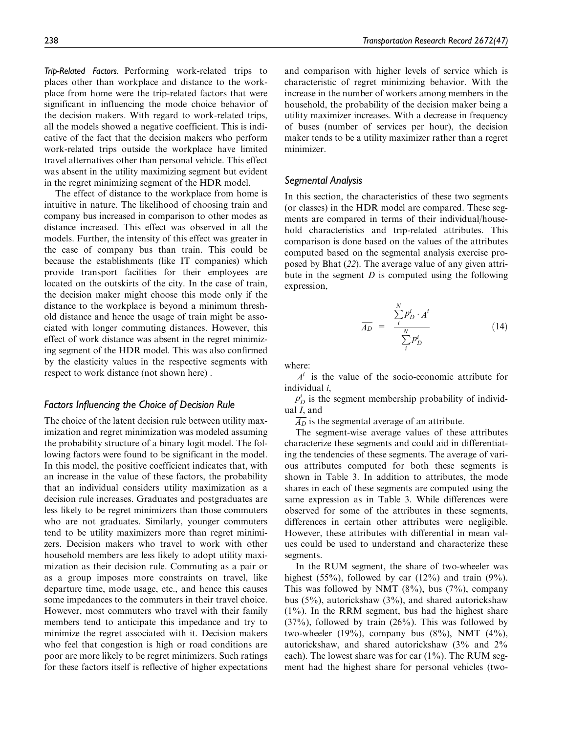*Trip-Related Factors.* Performing work-related trips to places other than workplace and distance to the workplace from home were the trip-related factors that were significant in influencing the mode choice behavior of the decision makers. With regard to work-related trips, all the models showed a negative coefficient. This is indicative of the fact that the decision makers who perform work-related trips outside the workplace have limited travel alternatives other than personal vehicle. This effect was absent in the utility maximizing segment but evident in the regret minimizing segment of the HDR model.

The effect of distance to the workplace from home is intuitive in nature. The likelihood of choosing train and company bus increased in comparison to other modes as distance increased. This effect was observed in all the models. Further, the intensity of this effect was greater in the case of company bus than train. This could be because the establishments (like IT companies) which provide transport facilities for their employees are located on the outskirts of the city. In the case of train, the decision maker might choose this mode only if the distance to the workplace is beyond a minimum threshold distance and hence the usage of train might be associated with longer commuting distances. However, this effect of work distance was absent in the regret minimizing segment of the HDR model. This was also confirmed by the elasticity values in the respective segments with respect to work distance (not shown here) .

## Factors Influencing the Choice of Decision Rule

The choice of the latent decision rule between utility maximization and regret minimization was modeled assuming the probability structure of a binary logit model. The following factors were found to be significant in the model. In this model, the positive coefficient indicates that, with an increase in the value of these factors, the probability that an individual considers utility maximization as a decision rule increases. Graduates and postgraduates are less likely to be regret minimizers than those commuters who are not graduates. Similarly, younger commuters tend to be utility maximizers more than regret minimizers. Decision makers who travel to work with other household members are less likely to adopt utility maximization as their decision rule. Commuting as a pair or as a group imposes more constraints on travel, like departure time, mode usage, etc., and hence this causes some impedances to the commuters in their travel choice. However, most commuters who travel with their family members tend to anticipate this impedance and try to minimize the regret associated with it. Decision makers who feel that congestion is high or road conditions are poor are more likely to be regret minimizers. Such ratings for these factors itself is reflective of higher expectations and comparison with higher levels of service which is characteristic of regret minimizing behavior. With the increase in the number of workers among members in the household, the probability of the decision maker being a utility maximizer increases. With a decrease in frequency of buses (number of services per hour), the decision maker tends to be a utility maximizer rather than a regret minimizer.

## Segmental Analysis

In this section, the characteristics of these two segments (or classes) in the HDR model are compared. These segments are compared in terms of their individual/household characteristics and trip-related attributes. This comparison is done based on the values of the attributes computed based on the segmental analysis exercise proposed by Bhat (22). The average value of any given attribute in the segment $D$ is computed using the following expression,

$$\overline{A_D} = \frac{\sum_{i}^{N} p_D^i \cdot A^i}{\sum_{i}^{N} p_D^i} \tag{14}$$

where:

$A^i$ is the value of the socio-economic attribute for individual $i$,

$p_D^i$ is the segment membership probability of individual $I$, and

$\overline{A_D}$ is the segmental average of an attribute.

The segment-wise average values of these attributes characterize these segments and could aid in differentiating the tendencies of these segments. The average of various attributes computed for both these segments is shown in Table 3. In addition to attributes, the mode shares in each of these segments are computed using the same expression as in Table 3. While differences were observed for some of the attributes in these segments, differences in certain other attributes were negligible. However, these attributes with differential in mean values could be used to understand and characterize these segments.

In the RUM segment, the share of two-wheeler was highest (55%), followed by car (12%) and train (9%). This was followed by NMT (8%), bus (7%), company bus (5%), autorickshaw (3%), and shared autorickshaw (1%). In the RRM segment, bus had the highest share (37%), followed by train (26%). This was followed by two-wheeler (19%), company bus (8%), NMT (4%), autorickshaw, and shared autorickshaw (3% and 2% each). The lowest share was for car (1%). The RUM segment had the highest share for personal vehicles (two-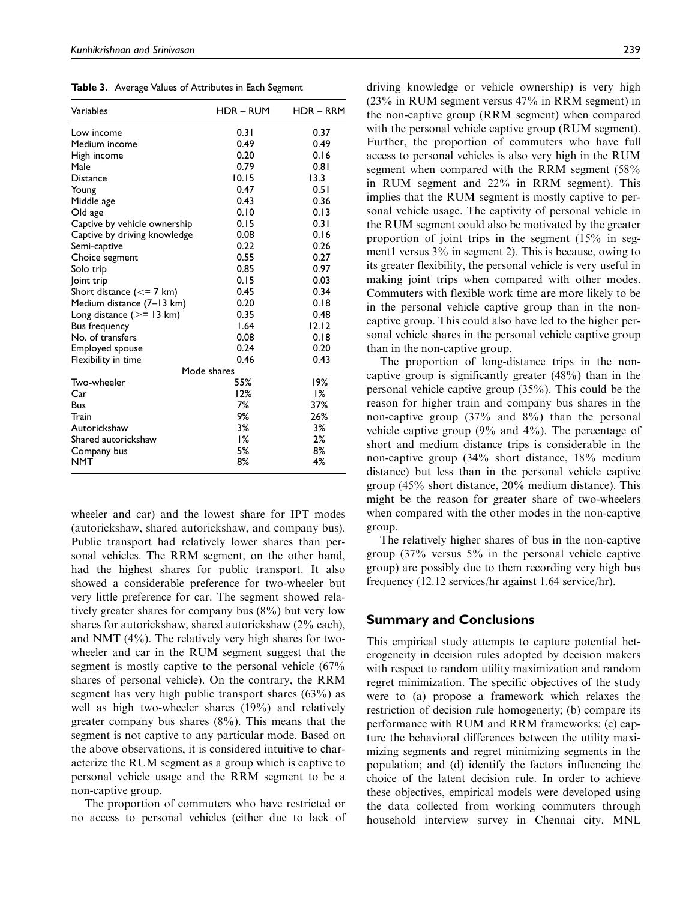**Table 3.** Average Values of Attributes in Each Segment

| Variables | HDR – RUM | HDR – RRM |
|---|---|---|
| Low income | 0.31 | 0.37 |
| Medium income | 0.49 | 0.49 |
| High income | 0.20 | 0.16 |
| Male | 0.79 | 0.81 |
| Distance | 10.15 | 13.3 |
| Young | 0.47 | 0.51 |
| Middle age | 0.43 | 0.36 |
| Old age | 0.10 | 0.13 |
| Captive by vehicle ownership | 0.15 | 0.31 |
| Captive by driving knowledge | 0.08 | 0.16 |
| Semi-captive | 0.22 | 0.26 |
| Choice segment | 0.55 | 0.27 |
| Solo trip | 0.85 | 0.97 |
| Joint trip | 0.15 | 0.03 |
| Short distance (<= 7 km) | 0.45 | 0.34 |
| Medium distance (7–13 km) | 0.20 | 0.18 |
| Long distance (>= 13 km) | 0.35 | 0.48 |
| Bus frequency | 1.64 | 12.12 |
| No. of transfers | 0.08 | 0.18 |
| Employed spouse | 0.24 | 0.20 |
| Flexibility in time | 0.46 | 0.43 |
| Mode shares | | |
| Two-wheeler | 55% | 19% |
| Car | 12% | 1% |
| Bus | 7% | 37% |
| Train | 9% | 26% |
| Autorickshaw | 3% | 3% |
| Shared autorickshaw | 1% | 2% |
| Company bus | 5% | 8% |
| NMT | 8% | 4% |

wheeler and car) and the lowest share for IPT modes (autorickshaw, shared autorickshaw, and company bus). Public transport had relatively lower shares than personal vehicles. The RRM segment, on the other hand, had the highest shares for public transport. It also showed a considerable preference for two-wheeler but very little preference for car. The segment showed relatively greater shares for company bus (8%) but very low shares for autorickshaw, shared autorickshaw (2% each), and NMT (4%). The relatively very high shares for two-wheeler and car in the RUM segment suggest that the segment is mostly captive to the personal vehicle (67% shares of personal vehicle). On the contrary, the RRM segment has very high public transport shares (63%) as well as high two-wheeler shares (19%) and relatively greater company bus shares (8%). This means that the segment is not captive to any particular mode. Based on the above observations, it is considered intuitive to characterize the RUM segment as a group which is captive to personal vehicle usage and the RRM segment to be a non-captive group.

The proportion of commuters who have restricted or no access to personal vehicles (either due to lack of driving knowledge or vehicle ownership) is very high (23% in RUM segment versus 47% in RRM segment) in the non-captive group (RRM segment) when compared with the personal vehicle captive group (RUM segment). Further, the proportion of commuters who have full access to personal vehicles is also very high in the RUM segment when compared with the RRM segment (58% in RUM segment and 22% in RRM segment). This implies that the RUM segment is mostly captive to personal vehicle usage. The captivity of personal vehicle in the RUM segment could also be motivated by the greater proportion of joint trips in the segment (15% in segment1 versus 3% in segment 2). This is because, owing to its greater flexibility, the personal vehicle is very useful in making joint trips when compared with other modes. Commuters with flexible work time are more likely to be in the personal vehicle captive group than in the non-captive group. This could also have led to the higher personal vehicle shares in the personal vehicle captive group than in the non-captive group.

The proportion of long-distance trips in the non-captive group is significantly greater (48%) than in the personal vehicle captive group (35%). This could be the reason for higher train and company bus shares in the non-captive group (37% and 8%) than the personal vehicle captive group (9% and 4%). The percentage of short and medium distance trips is considerable in the non-captive group (34% short distance, 18% medium distance) but less than in the personal vehicle captive group (45% short distance, 20% medium distance). This might be the reason for greater share of two-wheelers when compared with the other modes in the non-captive group.

The relatively higher shares of bus in the non-captive group (37% versus 5% in the personal vehicle captive group) are possibly due to them recording very high bus frequency (12.12 services/hr against 1.64 service/hr).

## Summary and Conclusions

This empirical study attempts to capture potential heterogeneity in decision rules adopted by decision makers with respect to random utility maximization and random regret minimization. The specific objectives of the study were to (a) propose a framework which relaxes the restriction of decision rule homogeneity; (b) compare its performance with RUM and RRM frameworks; (c) capture the behavioral differences between the utility maximizing segments and regret minimizing segments in the population; and (d) identify the factors influencing the choice of the latent decision rule. In order to achieve these objectives, empirical models were developed using the data collected from working commuters through household interview survey in Chennai city. MNL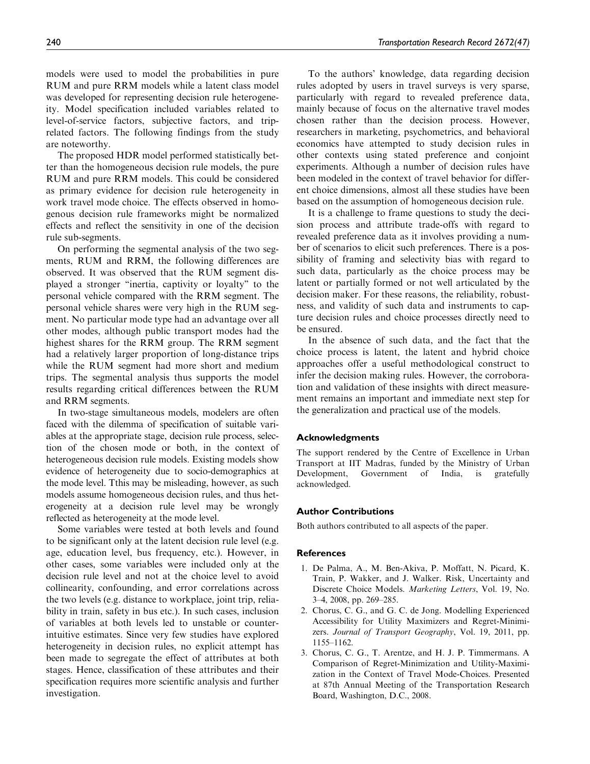models were used to model the probabilities in pure RUM and pure RRM models while a latent class model was developed for representing decision rule heterogeneity. Model specification included variables related to level-of-service factors, subjective factors, and trip-related factors. The following findings from the study are noteworthy.

The proposed HDR model performed statistically better than the homogeneous decision rule models, the pure RUM and pure RRM models. This could be considered as primary evidence for decision rule heterogeneity in work travel mode choice. The effects observed in homogenous decision rule frameworks might be normalized effects and reflect the sensitivity in one of the decision rule sub-segments.

On performing the segmental analysis of the two segments, RUM and RRM, the following differences are observed. It was observed that the RUM segment displayed a stronger "inertia, captivity or loyalty" to the personal vehicle compared with the RRM segment. The personal vehicle shares were very high in the RUM segment. No particular mode type had an advantage over all other modes, although public transport modes had the highest shares for the RRM group. The RRM segment had a relatively larger proportion of long-distance trips while the RUM segment had more short and medium trips. The segmental analysis thus supports the model results regarding critical differences between the RUM and RRM segments.

In two-stage simultaneous models, modelers are often faced with the dilemma of specification of suitable variables at the appropriate stage, decision rule process, selection of the chosen mode or both, in the context of heterogeneous decision rule models. Existing models show evidence of heterogeneity due to socio-demographics at the mode level. Tthis may be misleading, however, as such models assume homogeneous decision rules, and thus heterogeneity at a decision rule level may be wrongly reflected as heterogeneity at the mode level.

Some variables were tested at both levels and found to be significant only at the latent decision rule level (e.g. age, education level, bus frequency, etc.). However, in other cases, some variables were included only at the decision rule level and not at the choice level to avoid collinearity, confounding, and error correlations across the two levels (e.g. distance to workplace, joint trip, reliability in train, safety in bus etc.). In such cases, inclusion of variables at both levels led to unstable or counter-intuitive estimates. Since very few studies have explored heterogeneity in decision rules, no explicit attempt has been made to segregate the effect of attributes at both stages. Hence, classification of these attributes and their specification requires more scientific analysis and further investigation.

To the authors' knowledge, data regarding decision rules adopted by users in travel surveys is very sparse, particularly with regard to revealed preference data, mainly because of focus on the alternative travel modes chosen rather than the decision process. However, researchers in marketing, psychometrics, and behavioral economics have attempted to study decision rules in other contexts using stated preference and conjoint experiments. Although a number of decision rules have been modeled in the context of travel behavior for different choice dimensions, almost all these studies have been based on the assumption of homogeneous decision rule.

It is a challenge to frame questions to study the decision process and attribute trade-offs with regard to revealed preference data as it involves providing a number of scenarios to elicit such preferences. There is a possibility of framing and selectivity bias with regard to such data, particularly as the choice process may be latent or partially formed or not well articulated by the decision maker. For these reasons, the reliability, robustness, and validity of such data and instruments to capture decision rules and choice processes directly need to be ensured.

In the absence of such data, and the fact that the choice process is latent, the latent and hybrid choice approaches offer a useful methodological construct to infer the decision making rules. However, the corroboration and validation of these insights with direct measurement remains an important and immediate next step for the generalization and practical use of the models.

## Acknowledgments

The support rendered by the Centre of Excellence in Urban Transport at IIT Madras, funded by the Ministry of Urban Development, Government of India, is gratefully acknowledged.

## Author Contributions

Both authors contributed to all aspects of the paper.

## References

1. De Palma, A., M. Ben-Akiva, P. Moffatt, N. Picard, K. Train, P. Wakker, and J. Walker. Risk, Uncertainty and Discrete Choice Models. *Marketing Letters*, Vol. 19, No. 3–4, 2008, pp. 269–285.
2. Chorus, C. G., and G. C. de Jong. Modelling Experienced Accessibility for Utility Maximizers and Regret-Minimizers. *Journal of Transport Geography*, Vol. 19, 2011, pp. 1155–1162.
3. Chorus, C. G., T. Arentze, and H. J. P. Timmermans. A Comparison of Regret-Minimization and Utility-Maximization in the Context of Travel Mode-Choices. Presented at 87th Annual Meeting of the Transportation Research Board, Washington, D.C., 2008.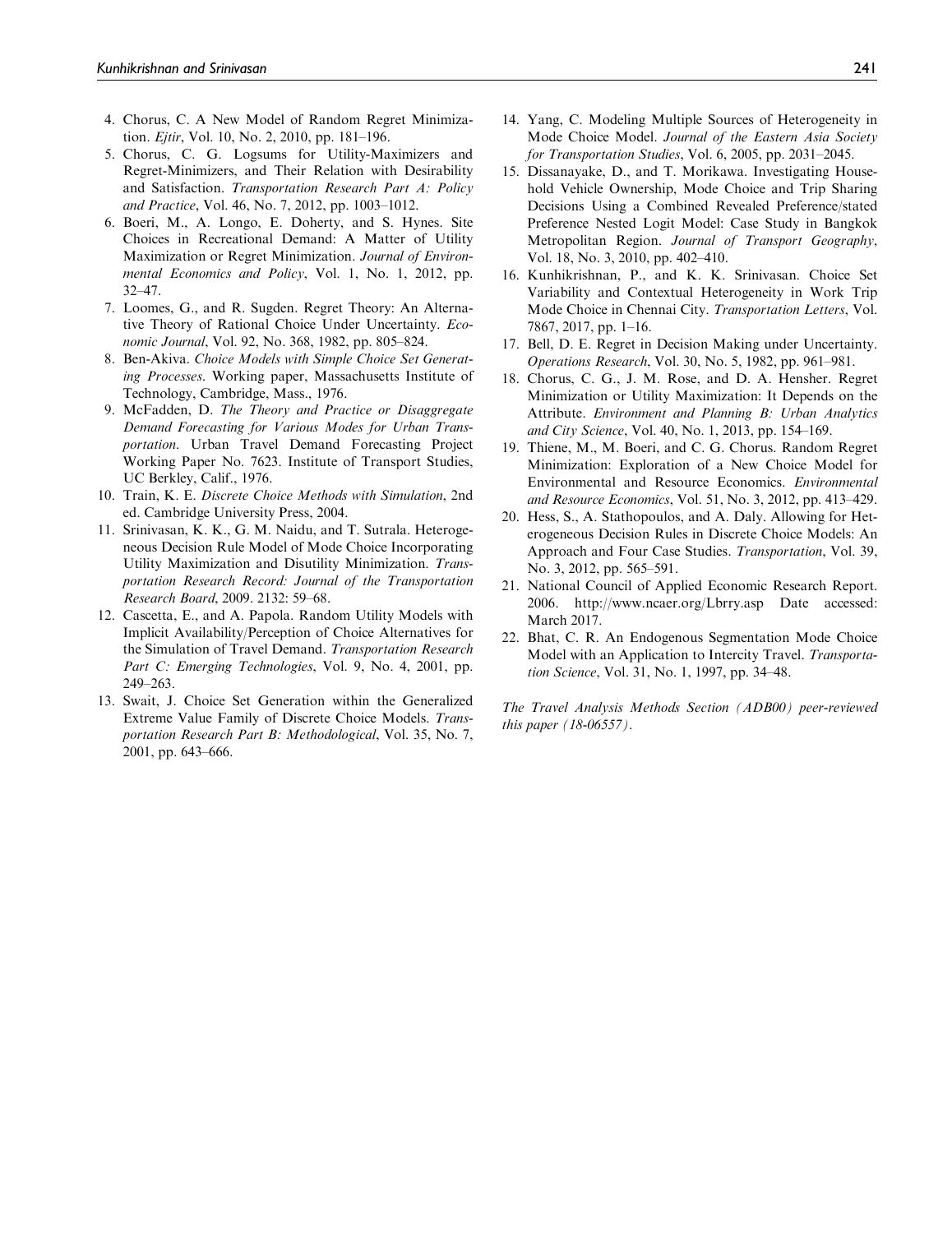4. Chorus, C. A New Model of Random Regret Minimization. *Ejtir*, Vol. 10, No. 2, 2010, pp. 181–196.
5. Chorus, C. G. Logsums for Utility-Maximizers and Regret-Minimizers, and Their Relation with Desirability and Satisfaction. *Transportation Research Part A: Policy and Practice*, Vol. 46, No. 7, 2012, pp. 1003–1012.
6. Boeri, M., A. Longo, E. Doherty, and S. Hynes. Site Choices in Recreational Demand: A Matter of Utility Maximization or Regret Minimization. *Journal of Environmental Economics and Policy*, Vol. 1, No. 1, 2012, pp. 32–47.
7. Loomes, G., and R. Sugden. Regret Theory: An Alternative Theory of Rational Choice Under Uncertainty. *Economic Journal*, Vol. 92, No. 368, 1982, pp. 805–824.
8. Ben-Akiva. *Choice Models with Simple Choice Set Generating Processes*. Working paper, Massachusetts Institute of Technology, Cambridge, Mass., 1976.
9. McFadden, D. *The Theory and Practice or Disaggregate Demand Forecasting for Various Modes for Urban Transportation*. Urban Travel Demand Forecasting Project Working Paper No. 7623. Institute of Transport Studies, UC Berkley, Calif., 1976.
10. Train, K. E. *Discrete Choice Methods with Simulation*, 2nd ed. Cambridge University Press, 2004.
11. Srinivasan, K. K., G. M. Naidu, and T. Sutrala. Heterogeneous Decision Rule Model of Mode Choice Incorporating Utility Maximization and Disutility Minimization. *Transportation Research Record: Journal of the Transportation Research Board*, 2009. 2132: 59–68.
12. Cascetta, E., and A. Papola. Random Utility Models with Implicit Availability/Perception of Choice Alternatives for the Simulation of Travel Demand. *Transportation Research Part C: Emerging Technologies*, Vol. 9, No. 4, 2001, pp. 249–263.
13. Swait, J. Choice Set Generation within the Generalized Extreme Value Family of Discrete Choice Models. *Transportation Research Part B: Methodological*, Vol. 35, No. 7, 2001, pp. 643–666.
14. Yang, C. Modeling Multiple Sources of Heterogeneity in Mode Choice Model. *Journal of the Eastern Asia Society for Transportation Studies*, Vol. 6, 2005, pp. 2031–2045.
15. Dissanayake, D., and T. Morikawa. Investigating Household Vehicle Ownership, Mode Choice and Trip Sharing Decisions Using a Combined Revealed Preference/stated Preference Nested Logit Model: Case Study in Bangkok Metropolitan Region. *Journal of Transport Geography*, Vol. 18, No. 3, 2010, pp. 402–410.
16. Kunhikrishnan, P., and K. K. Srinivasan. Choice Set Variability and Contextual Heterogeneity in Work Trip Mode Choice in Chennai City. *Transportation Letters*, Vol. 7867, 2017, pp. 1–16.
17. Bell, D. E. Regret in Decision Making under Uncertainty. *Operations Research*, Vol. 30, No. 5, 1982, pp. 961–981.
18. Chorus, C. G., J. M. Rose, and D. A. Hensher. Regret Minimization or Utility Maximization: It Depends on the Attribute. *Environment and Planning B: Urban Analytics and City Science*, Vol. 40, No. 1, 2013, pp. 154–169.
19. Thiene, M., M. Boeri, and C. G. Chorus. Random Regret Minimization: Exploration of a New Choice Model for Environmental and Resource Economics. *Environmental and Resource Economics*, Vol. 51, No. 3, 2012, pp. 413–429.
20. Hess, S., A. Stathopoulos, and A. Daly. Allowing for Heterogeneous Decision Rules in Discrete Choice Models: An Approach and Four Case Studies. *Transportation*, Vol. 39, No. 3, 2012, pp. 565–591.
21. National Council of Applied Economic Research Report. 2006. http://www.ncaer.org/Lbrry.asp Date accessed: March 2017.
22. Bhat, C. R. An Endogenous Segmentation Mode Choice Model with an Application to Intercity Travel. *Transportation Science*, Vol. 31, No. 1, 1997, pp. 34–48.

*The Travel Analysis Methods Section (ADB00) peer-reviewed this paper (18-06557).*